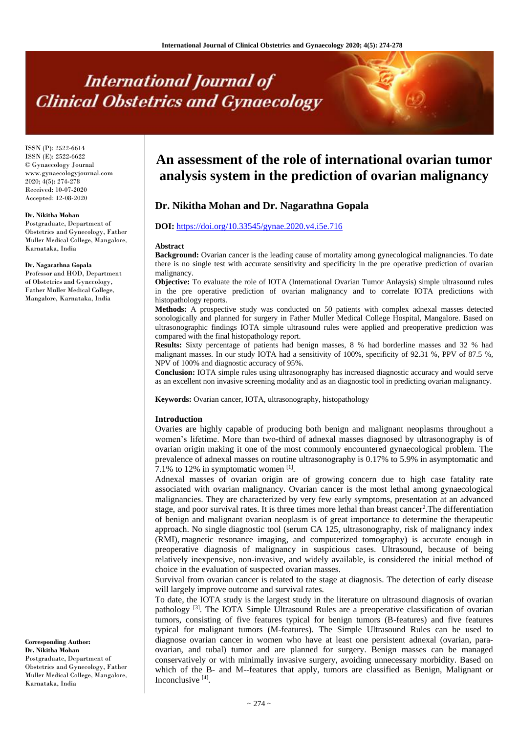# International Journal of Clinical Obstetrics and Gynaecology

ISSN (P): 2522-6614
ISSN (E): 2522-6622
© Gynaecology Journal
www.gynaecologyjournal.com
2020; 4(5): 274-278
Received: 10-07-2020
Accepted: 12-08-2020

**Dr. Nikitha Mohan**
Postgraduate, Department of Obstetrics and Gynecology, Father Muller Medical College, Mangalore, Karnataka, India

**Dr. Nagarathna Gopala**
Professor and HOD, Department of Obstetrics and Gynecology, Father Muller Medical College, Mangalore, Karnataka, India

**Corresponding Author:**
**Dr. Nikitha Mohan**
Postgraduate, Department of Obstetrics and Gynecology, Father Muller Medical College, Mangalore, Karnataka, India

# An assessment of the role of international ovarian tumor analysis system in the prediction of ovarian malignancy

## Dr. Nikitha Mohan and Dr. Nagarathna Gopala

**DOI:** https://doi.org/10.33545/gynae.2020.v4.i5e.716

### Abstract

**Background:** Ovarian cancer is the leading cause of mortality among gynecological malignancies. To date there is no single test with accurate sensitivity and specificity in the pre operative prediction of ovarian malignancy.

**Objective:** To evaluate the role of IOTA (International Ovarian Tumor Anlaysis) simple ultrasound rules in the pre operative prediction of ovarian malignancy and to correlate IOTA predictions with histopathology reports.

**Methods:** A prospective study was conducted on 50 patients with complex adnexal masses detected sonologically and planned for surgery in Father Muller Medical College Hospital, Mangalore. Based on ultrasonographic findings IOTA simple ultrasound rules were applied and preoperative prediction was compared with the final histopathology report.

**Results:** Sixty percentage of patients had benign masses, 8 % had borderline masses and 32 % had malignant masses. In our study IOTA had a sensitivity of 100%, specificity of 92.31 %, PPV of 87.5 %, NPV of 100% and diagnostic accuracy of 95%.

**Conclusion:** IOTA simple rules using ultrasonography has increased diagnostic accuracy and would serve as an excellent non invasive screening modality and as an diagnostic tool in predicting ovarian malignancy.

**Keywords:** Ovarian cancer, IOTA, ultrasonography, histopathology

### Introduction

Ovaries are highly capable of producing both benign and malignant neoplasms throughout a women's lifetime. More than two-third of adnexal masses diagnosed by ultrasonography is of ovarian origin making it one of the most commonly encountered gynaecological problem. The prevalence of adnexal masses on routine ultrasonography is 0.17% to 5.9% in asymptomatic and 7.1% to 12% in symptomatic women [1].

Adnexal masses of ovarian origin are of growing concern due to high case fatality rate associated with ovarian malignancy. Ovarian cancer is the most lethal among gynaecological malignancies. They are characterized by very few early symptoms, presentation at an advanced stage, and poor survival rates. It is three times more lethal than breast cancer[2].The differentiation of benign and malignant ovarian neoplasm is of great importance to determine the therapeutic approach. No single diagnostic tool (serum CA 125, ultrasonography, risk of malignancy index (RMI), magnetic resonance imaging, and computerized tomography) is accurate enough in preoperative diagnosis of malignancy in suspicious cases. Ultrasound, because of being relatively inexpensive, non-invasive, and widely available, is considered the initial method of choice in the evaluation of suspected ovarian masses.

Survival from ovarian cancer is related to the stage at diagnosis. The detection of early disease will largely improve outcome and survival rates.

To date, the IOTA study is the largest study in the literature on ultrasound diagnosis of ovarian pathology [3]. The IOTA Simple Ultrasound Rules are a preoperative classification of ovarian tumors, consisting of five features typical for benign tumors (B-features) and five features typical for malignant tumors (M-features). The Simple Ultrasound Rules can be used to diagnose ovarian cancer in women who have at least one persistent adnexal (ovarian, para-ovarian, and tubal) tumor and are planned for surgery. Benign masses can be managed conservatively or with minimally invasive surgery, avoiding unnecessary morbidity. Based on which of the B- and M--features that apply, tumors are classified as Benign, Malignant or Inconclusive [4].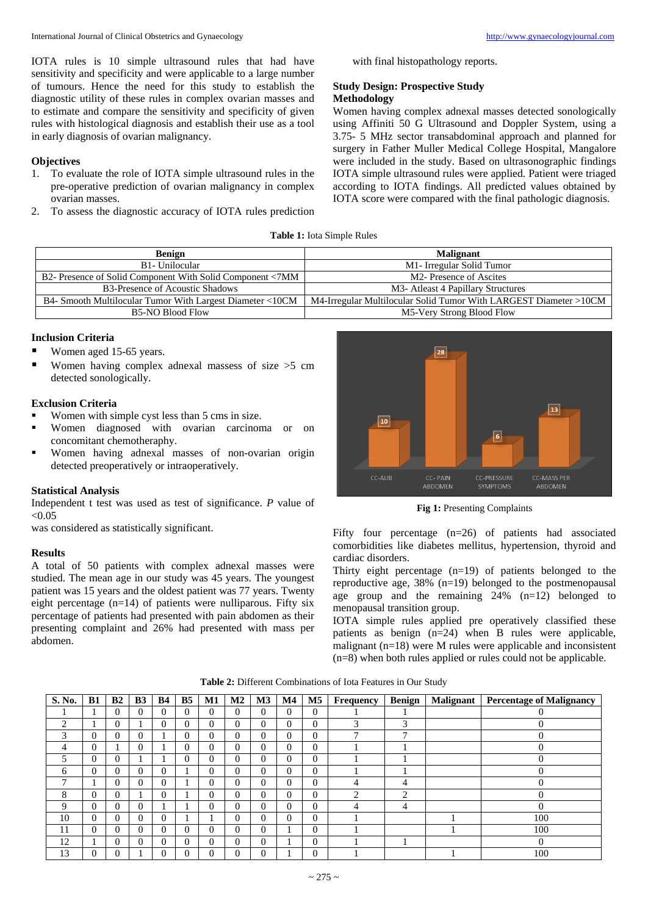IOTA rules is 10 simple ultrasound rules that had have sensitivity and specificity and were applicable to a large number of tumours. Hence the need for this study to establish the diagnostic utility of these rules in complex ovarian masses and to estimate and compare the sensitivity and specificity of given rules with histological diagnosis and establish their use as a tool in early diagnosis of ovarian malignancy.

## Objectives

1. To evaluate the role of IOTA simple ultrasound rules in the pre-operative prediction of ovarian malignancy in complex ovarian masses.
2. To assess the diagnostic accuracy of IOTA rules prediction with final histopathology reports.

## Study Design: Prospective Study

## Methodology

Women having complex adnexal masses detected sonologically using Affiniti 50 G Ultrasound and Doppler System, using a 3.75- 5 MHz sector transabdominal approach and planned for surgery in Father Muller Medical College Hospital, Mangalore were included in the study. Based on ultrasonographic findings IOTA simple ultrasound rules were applied. Patient were triaged according to IOTA findings. All predicted values obtained by IOTA score were compared with the final pathologic diagnosis.

**Table 1:** Iota Simple Rules

| Benign | Malignant |
|---|---|
| B1- Unilocular | M1- Irregular Solid Tumor |
| B2- Presence of Solid Component With Solid Component <7MM | M2- Presence of Ascites |
| B3-Presence of Acoustic Shadows | M3- Atleast 4 Papillary Structures |
| B4- Smooth Multilocular Tumor With Largest Diameter <10CM | M4-Irregular Multilocular Solid Tumor With LARGEST Diameter >10CM |
| B5-NO Blood Flow | M5-Very Strong Blood Flow |

## Inclusion Criteria

- Women aged 15-65 years.
- Women having complex adnexal massess of size >5 cm detected sonologically.

## Exclusion Criteria

- Women with simple cyst less than 5 cms in size.
- Women diagnosed with ovarian carcinoma or on concomitant chemotheraphy.
- Women having adnexal masses of non-ovarian origin detected preoperatively or intraoperatively.

## Statistical Analysis

Independent t test was used as test of significance. *P* value of <0.05
was considered as statistically significant.

## Results

A total of 50 patients with complex adnexal masses were studied. The mean age in our study was 45 years. The youngest patient was 15 years and the oldest patient was 77 years. Twenty eight percentage (n=14) of patients were nulliparous. Fifty six percentage of patients had presented with pain abdomen as their presenting complaint and 26% had presented with mass per abdomen.

**Fig 1:** Presenting Complaints

Fifty four percentage (n=26) of patients had associated comorbidities like diabetes mellitus, hypertension, thyroid and cardiac disorders.

Thirty eight percentage (n=19) of patients belonged to the reproductive age, 38% (n=19) belonged to the postmenopausal age group and the remaining 24% (n=12) belonged to menopausal transition group.

IOTA simple rules applied pre operatively classified these patients as benign (n=24) when B rules were applicable, malignant (n=18) were M rules were applicable and inconsistent (n=8) when both rules applied or rules could not be applicable.

**Table 2:** Different Combinations of Iota Features in Our Study

| S. No. | B1 | B2 | B3 | B4 | B5 | M1 | M2 | M3 | M4 | M5 | Frequency | Benign | Malignant | Percentage of Malignancy |
|---|---|---|---|---|---|---|---|---|---|---|---|---|---|---|
| 1 | 1 | 0 | 0 | 0 | 0 | 0 | 0 | 0 | 0 | 0 | 1 | 1 | | 0 |
| 2 | 1 | 0 | 1 | 0 | 0 | 0 | 0 | 0 | 0 | 0 | 3 | 3 | | 0 |
| 3 | 0 | 0 | 0 | 1 | 0 | 0 | 0 | 0 | 0 | 0 | 7 | 7 | | 0 |
| 4 | 0 | 1 | 0 | 1 | 0 | 0 | 0 | 0 | 0 | 0 | 1 | 1 | | 0 |
| 5 | 0 | 0 | 1 | 1 | 0 | 0 | 0 | 0 | 0 | 0 | 1 | 1 | | 0 |
| 6 | 0 | 0 | 0 | 0 | 1 | 0 | 0 | 0 | 0 | 0 | 1 | 1 | | 0 |
| 7 | 1 | 0 | 0 | 0 | 1 | 0 | 0 | 0 | 0 | 0 | 4 | 4 | | 0 |
| 8 | 0 | 0 | 1 | 0 | 1 | 0 | 0 | 0 | 0 | 0 | 2 | 2 | | 0 |
| 9 | 0 | 0 | 0 | 1 | 1 | 0 | 0 | 0 | 0 | 0 | 4 | 4 | | 0 |
| 10 | 0 | 0 | 0 | 0 | 1 | 1 | 0 | 0 | 0 | 0 | 1 | | 1 | 100 |
| 11 | 0 | 0 | 0 | 0 | 0 | 0 | 0 | 0 | 1 | 0 | 1 | | 1 | 100 |
| 12 | 1 | 0 | 0 | 0 | 0 | 0 | 0 | 0 | 1 | 0 | 1 | 1 | | 0 |
| 13 | 0 | 0 | 1 | 0 | 0 | 0 | 0 | 0 | 1 | 0 | 1 | | 1 | 100 |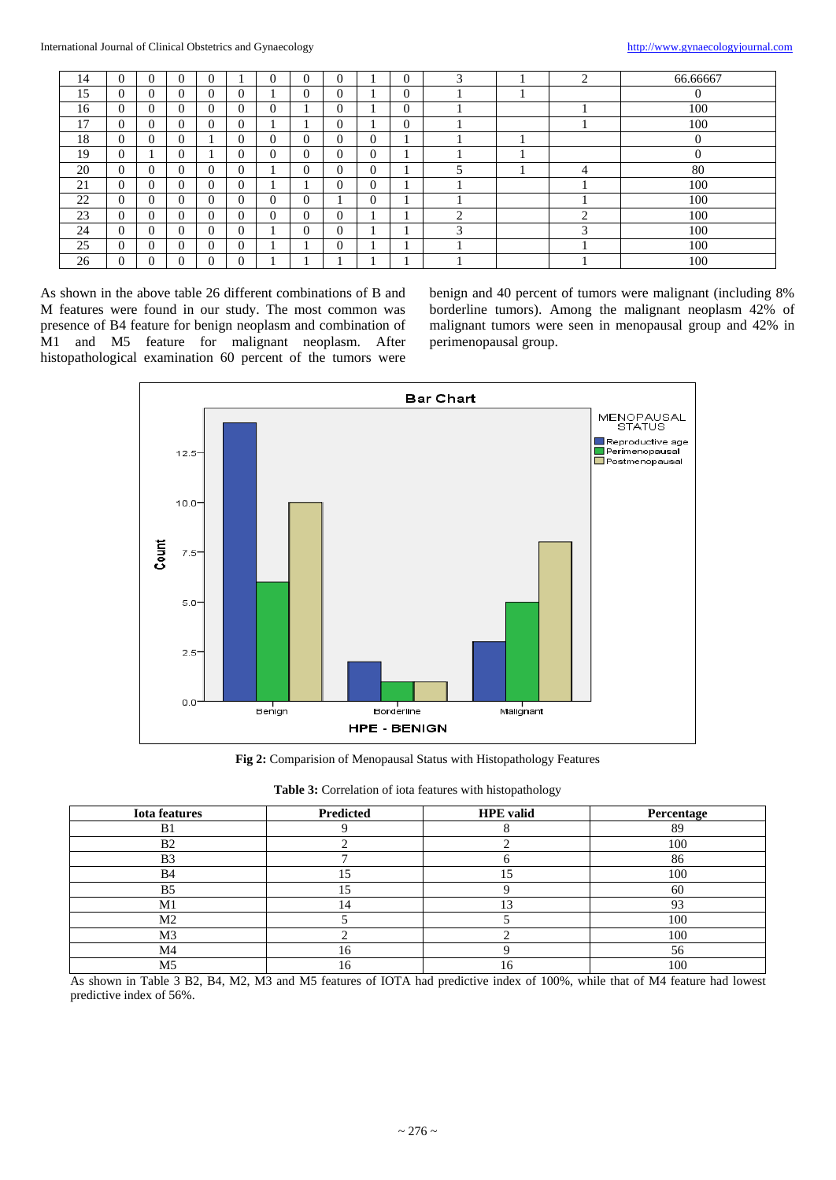| | | | | | | | | | | | | | | |
|---|---|---|---|---|---|---|---|---|---|---|---|---|---|---|
| 14 | 0 | 0 | 0 | 0 | 1 | 0 | 0 | 0 | 1 | 0 | 3 | 1 | 2 | 66.66667 |
| 15 | 0 | 0 | 0 | 0 | 0 | 1 | 0 | 0 | 1 | 0 | 1 | 1 | | 0 |
| 16 | 0 | 0 | 0 | 0 | 0 | 0 | 1 | 0 | 1 | 0 | 1 | | 1 | 100 |
| 17 | 0 | 0 | 0 | 0 | 0 | 1 | 1 | 0 | 1 | 0 | 1 | | 1 | 100 |
| 18 | 0 | 0 | 0 | 1 | 0 | 0 | 0 | 0 | 0 | 1 | 1 | 1 | | 0 |
| 19 | 0 | 1 | 0 | 1 | 0 | 0 | 0 | 0 | 0 | 1 | 1 | 1 | | 0 |
| 20 | 0 | 0 | 0 | 0 | 0 | 1 | 0 | 0 | 0 | 1 | 5 | 1 | 4 | 80 |
| 21 | 0 | 0 | 0 | 0 | 0 | 1 | 1 | 0 | 0 | 1 | 1 | | 1 | 100 |
| 22 | 0 | 0 | 0 | 0 | 0 | 0 | 0 | 1 | 0 | 1 | 1 | | 1 | 100 |
| 23 | 0 | 0 | 0 | 0 | 0 | 0 | 0 | 0 | 1 | 1 | 2 | | 2 | 100 |
| 24 | 0 | 0 | 0 | 0 | 0 | 1 | 0 | 0 | 1 | 1 | 3 | | 3 | 100 |
| 25 | 0 | 0 | 0 | 0 | 0 | 1 | 1 | 0 | 1 | 1 | 1 | | 1 | 100 |
| 26 | 0 | 0 | 0 | 0 | 0 | 1 | 1 | 1 | 1 | 1 | 1 | | 1 | 100 |

As shown in the above table 26 different combinations of B and M features were found in our study. The most common was presence of B4 feature for benign neoplasm and combination of M1 and M5 feature for malignant neoplasm. After histopathological examination 60 percent of the tumors were benign and 40 percent of tumors were malignant (including 8% borderline tumors). Among the malignant neoplasm 42% of malignant tumors were seen in menopausal group and 42% in perimenopausal group.

**Fig 2:** Comparision of Menopausal Status with Histopathology Features

**Table 3:** Correlation of iota features with histopathology

| Iota features | Predicted | HPE valid | Percentage |
|---|---|---|---|
| B1 | 9 | 8 | 89 |
| B2 | 2 | 2 | 100 |
| B3 | 7 | 6 | 86 |
| B4 | 15 | 15 | 100 |
| B5 | 15 | 9 | 60 |
| M1 | 14 | 13 | 93 |
| M2 | 5 | 5 | 100 |
| M3 | 2 | 2 | 100 |
| M4 | 16 | 9 | 56 |
| M5 | 16 | 16 | 100 |

As shown in Table 3 B2, B4, M2, M3 and M5 features of IOTA had predictive index of 100%, while that of M4 feature had lowest predictive index of 56%.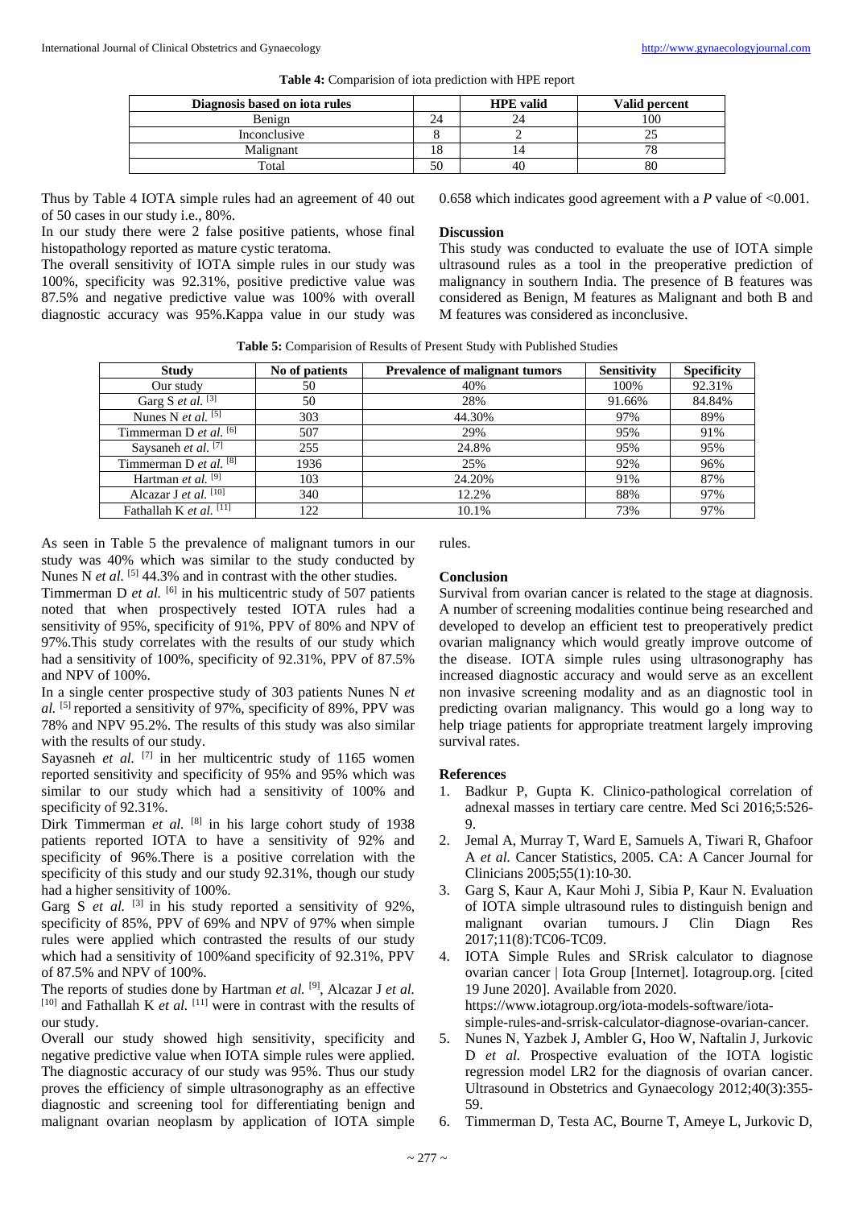**Table 4:** Comparision of iota prediction with HPE report

| Diagnosis based on iota rules | | HPE valid | Valid percent |
|---|---|---|---|
| Benign | 24 | 24 | 100 |
| Inconclusive | 8 | 2 | 25 |
| Malignant | 18 | 14 | 78 |
| Total | 50 | 40 | 80 |

Thus by Table 4 IOTA simple rules had an agreement of 40 out of 50 cases in our study i.e., 80%.

In our study there were 2 false positive patients, whose final histopathology reported as mature cystic teratoma.

The overall sensitivity of IOTA simple rules in our study was 100%, specificity was 92.31%, positive predictive value was 87.5% and negative predictive value was 100% with overall diagnostic accuracy was 95%.Kappa value in our study was 0.658 which indicates good agreement with a *P* value of <0.001.

## Discussion

This study was conducted to evaluate the use of IOTA simple ultrasound rules as a tool in the preoperative prediction of malignancy in southern India. The presence of B features was considered as Benign, M features as Malignant and both B and M features was considered as inconclusive.

**Table 5:** Comparision of Results of Present Study with Published Studies

| Study | No of patients | Prevalence of malignant tumors | Sensitivity | Specificity |
|---|---|---|---|---|
| Our study | 50 | 40% | 100% | 92.31% |
| Garg S *et al.* [3] | 50 | 28% | 91.66% | 84.84% |
| Nunes N *et al.* [5] | 303 | 44.30% | 97% | 89% |
| Timmerman D *et al.* [6] | 507 | 29% | 95% | 91% |
| Saysaneh *et al.* [7] | 255 | 24.8% | 95% | 95% |
| Timmerman D *et al.* [8] | 1936 | 25% | 92% | 96% |
| Hartman *et al.* [9] | 103 | 24.20% | 91% | 87% |
| Alcazar J *et al.* [10] | 340 | 12.2% | 88% | 97% |
| Fathallah K *et al.* [11] | 122 | 10.1% | 73% | 97% |

As seen in Table 5 the prevalence of malignant tumors in our study was 40% which was similar to the study conducted by Nunes N *et al.* [5] 44.3% and in contrast with the other studies.

Timmerman D *et al.* [6] in his multicentric study of 507 patients noted that when prospectively tested IOTA rules had a sensitivity of 95%, specificity of 91%, PPV of 80% and NPV of 97%.This study correlates with the results of our study which had a sensitivity of 100%, specificity of 92.31%, PPV of 87.5% and NPV of 100%.

In a single center prospective study of 303 patients Nunes N *et al.* [5] reported a sensitivity of 97%, specificity of 89%, PPV was 78% and NPV 95.2%. The results of this study was also similar with the results of our study.

Sayasneh *et al.* [7] in her multicentric study of 1165 women reported sensitivity and specificity of 95% and 95% which was similar to our study which had a sensitivity of 100% and specificity of 92.31%.

Dirk Timmerman *et al.* [8] in his large cohort study of 1938 patients reported IOTA to have a sensitivity of 92% and specificity of 96%.There is a positive correlation with the specificity of this study and our study 92.31%, though our study had a higher sensitivity of 100%.

Garg S *et al.* [3] in his study reported a sensitivity of 92%, specificity of 85%, PPV of 69% and NPV of 97% when simple rules were applied which contrasted the results of our study which had a sensitivity of 100%and specificity of 92.31%, PPV of 87.5% and NPV of 100%.

The reports of studies done by Hartman *et al.* [9], Alcazar J *et al.* [10] and Fathallah K *et al.* [11] were in contrast with the results of our study.

Overall our study showed high sensitivity, specificity and negative predictive value when IOTA simple rules were applied. The diagnostic accuracy of our study was 95%. Thus our study proves the efficiency of simple ultrasonography as an effective diagnostic and screening tool for differentiating benign and malignant ovarian neoplasm by application of IOTA simple rules.

## Conclusion

Survival from ovarian cancer is related to the stage at diagnosis. A number of screening modalities continue being researched and developed to develop an efficient test to preoperatively predict ovarian malignancy which would greatly improve outcome of the disease. IOTA simple rules using ultrasonography has increased diagnostic accuracy and would serve as an excellent non invasive screening modality and as an diagnostic tool in predicting ovarian malignancy. This would go a long way to help triage patients for appropriate treatment largely improving survival rates.

## References

1. Badkur P, Gupta K. Clinico-pathological correlation of adnexal masses in tertiary care centre. Med Sci 2016;5:526-9.
2. Jemal A, Murray T, Ward E, Samuels A, Tiwari R, Ghafoor A *et al.* Cancer Statistics, 2005. CA: A Cancer Journal for Clinicians 2005;55(1):10-30.
3. Garg S, Kaur A, Kaur Mohi J, Sibia P, Kaur N. Evaluation of IOTA simple ultrasound rules to distinguish benign and malignant ovarian tumours. J Clin Diagn Res 2017;11(8):TC06-TC09.
4. IOTA Simple Rules and SRrisk calculator to diagnose ovarian cancer | Iota Group [Internet]. Iotagroup.org. [cited 19 June 2020]. Available from 2020. https://www.iotagroup.org/iota-models-software/iota-simple-rules-and-srrisk-calculator-diagnose-ovarian-cancer.
5. Nunes N, Yazbek J, Ambler G, Hoo W, Naftalin J, Jurkovic D *et al.* Prospective evaluation of the IOTA logistic regression model LR2 for the diagnosis of ovarian cancer. Ultrasound in Obstetrics and Gynaecology 2012;40(3):355-59.
6. Timmerman D, Testa AC, Bourne T, Ameye L, Jurkovic D,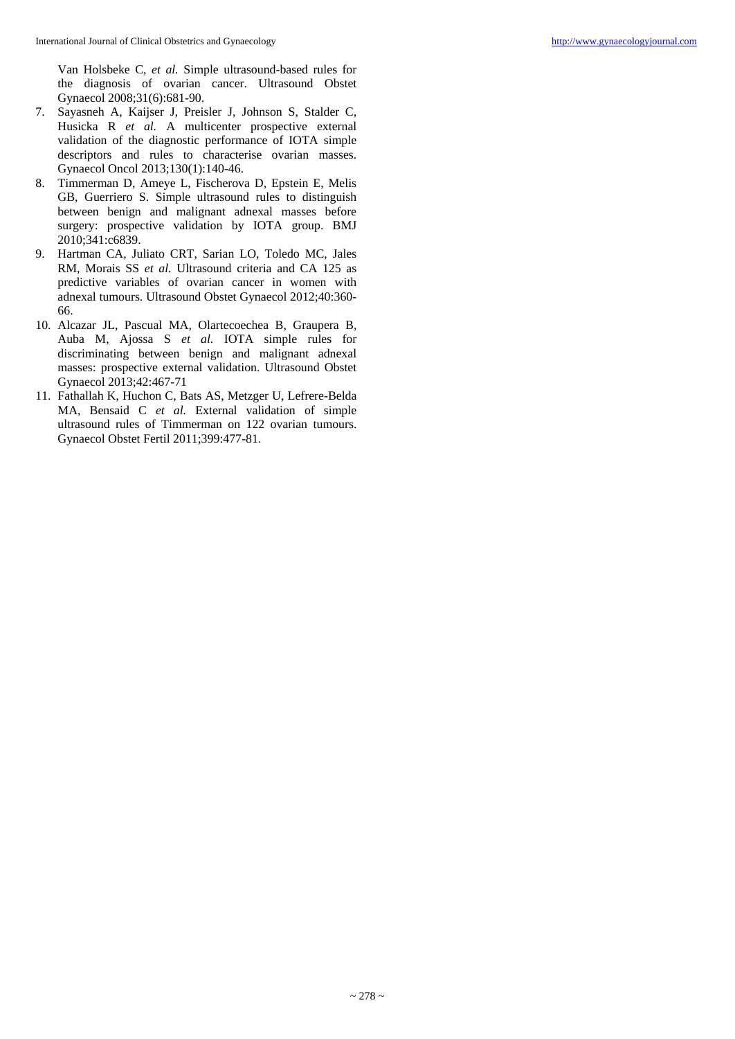Van Holsbeke C, *et al.* Simple ultrasound-based rules for the diagnosis of ovarian cancer. Ultrasound Obstet Gynaecol 2008;31(6):681-90.

7. Sayasneh A, Kaijser J, Preisler J, Johnson S, Stalder C, Husicka R *et al.* A multicenter prospective external validation of the diagnostic performance of IOTA simple descriptors and rules to characterise ovarian masses. Gynaecol Oncol 2013;130(1):140-46.
8. Timmerman D, Ameye L, Fischerova D, Epstein E, Melis GB, Guerriero S. Simple ultrasound rules to distinguish between benign and malignant adnexal masses before surgery: prospective validation by IOTA group. BMJ 2010;341:c6839.
9. Hartman CA, Juliato CRT, Sarian LO, Toledo MC, Jales RM, Morais SS *et al.* Ultrasound criteria and CA 125 as predictive variables of ovarian cancer in women with adnexal tumours. Ultrasound Obstet Gynaecol 2012;40:360-66.
10. Alcazar JL, Pascual MA, Olartecoechea B, Graupera B, Auba M, Ajossa S *et al.* IOTA simple rules for discriminating between benign and malignant adnexal masses: prospective external validation. Ultrasound Obstet Gynaecol 2013;42:467-71
11. Fathallah K, Huchon C, Bats AS, Metzger U, Lefrere-Belda MA, Bensaid C *et al.* External validation of simple ultrasound rules of Timmerman on 122 ovarian tumours. Gynaecol Obstet Fertil 2011;399:477-81.